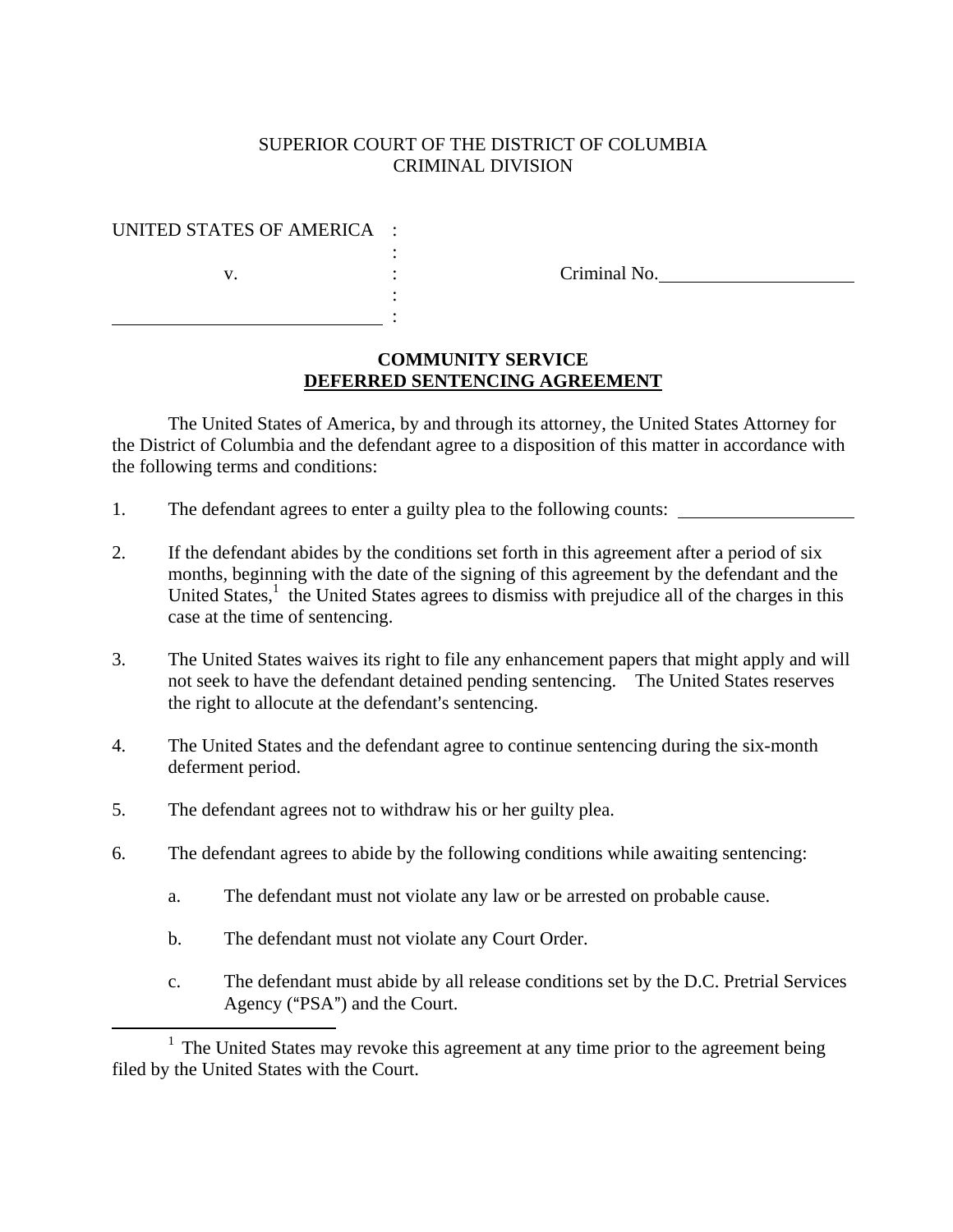SUPERIOR COURT OF THE DISTRICT OF COLUMBIA
CRIMINAL DIVISION

UNITED STATES OF AMERICA :
:
v. : Criminal No.____________________
:
______________________________ :

**COMMUNITY SERVICE**
**DEFERRED SENTENCING AGREEMENT**

The United States of America, by and through its attorney, the United States Attorney for the District of Columbia and the defendant agree to a disposition of this matter in accordance with the following terms and conditions:

1. The defendant agrees to enter a guilty plea to the following counts: ____________________

2. If the defendant abides by the conditions set forth in this agreement after a period of six months, beginning with the date of the signing of this agreement by the defendant and the United States,[1] the United States agrees to dismiss with prejudice all of the charges in this case at the time of sentencing.

3. The United States waives its right to file any enhancement papers that might apply and will not seek to have the defendant detained pending sentencing. The United States reserves the right to allocute at the defendant's sentencing.

4. The United States and the defendant agree to continue sentencing during the six-month deferment period.

5. The defendant agrees not to withdraw his or her guilty plea.

6. The defendant agrees to abide by the following conditions while awaiting sentencing:

   a. The defendant must not violate any law or be arrested on probable cause.

   b. The defendant must not violate any Court Order.

   c. The defendant must abide by all release conditions set by the D.C. Pretrial Services Agency ("PSA") and the Court.

[1] The United States may revoke this agreement at any time prior to the agreement being filed by the United States with the Court.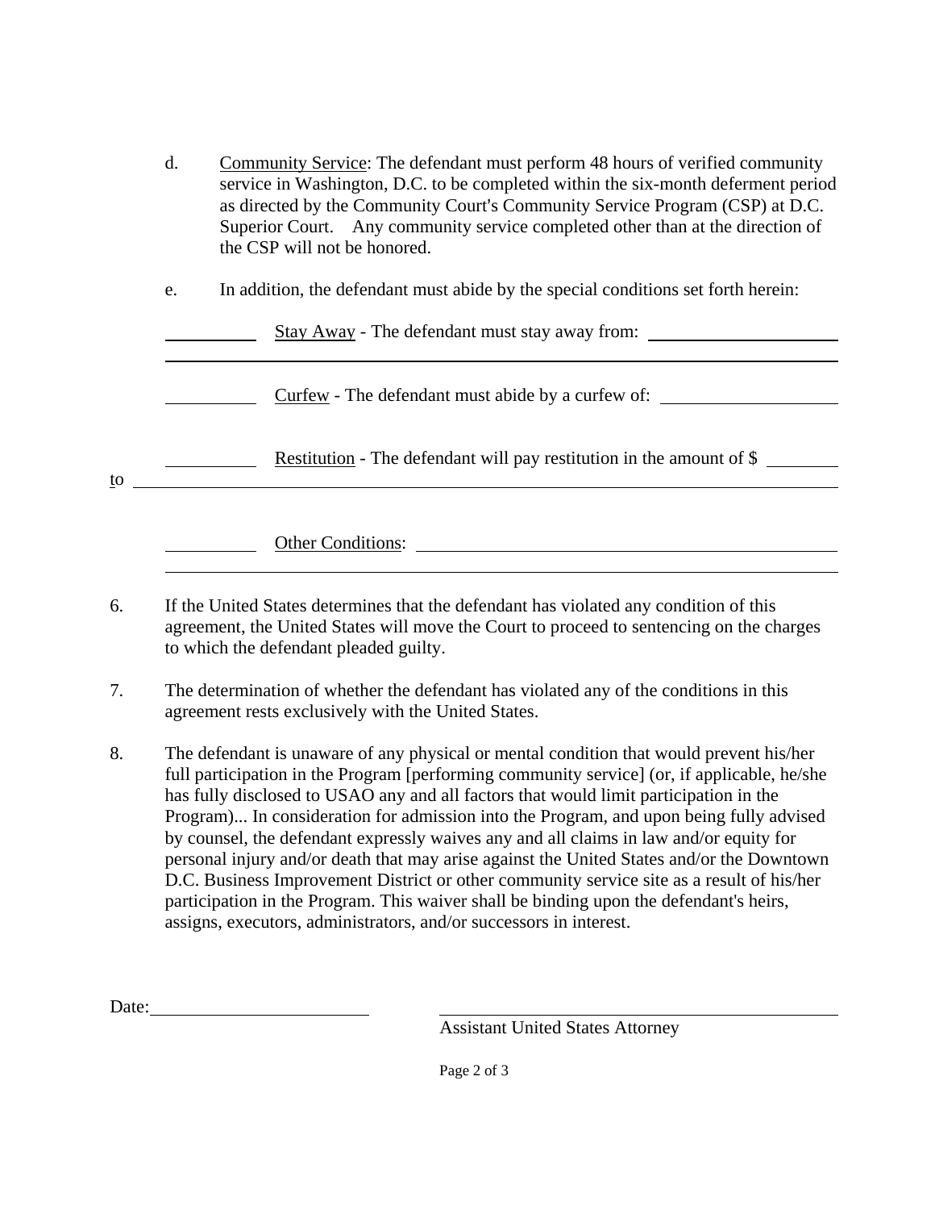d. <u>Community Service</u>: The defendant must perform 48 hours of verified community service in Washington, D.C. to be completed within the six-month deferment period as directed by the Community Court's Community Service Program (CSP) at D.C. Superior Court. Any community service completed other than at the direction of the CSP will not be honored.

e. In addition, the defendant must abide by the special conditions set forth herein:

__________ <u>Stay Away</u> - The defendant must stay away from: ______________________

________________________________________________________________________

__________ <u>Curfew</u> - The defendant must abide by a curfew of: ____________________

__________ <u>Restitution</u> - The defendant will pay restitution in the amount of $ ________ to ________________________________________________________________________

__________ <u>Other Conditions</u>: ______________________________________________

________________________________________________________________________

6. If the United States determines that the defendant has violated any condition of this agreement, the United States will move the Court to proceed to sentencing on the charges to which the defendant pleaded guilty.

7. The determination of whether the defendant has violated any of the conditions in this agreement rests exclusively with the United States.

8. The defendant is unaware of any physical or mental condition that would prevent his/her full participation in the Program [performing community service] (or, if applicable, he/she has fully disclosed to USAO any and all factors that would limit participation in the Program)... In consideration for admission into the Program, and upon being fully advised by counsel, the defendant expressly waives any and all claims in law and/or equity for personal injury and/or death that may arise against the United States and/or the Downtown D.C. Business Improvement District or other community service site as a result of his/her participation in the Program. This waiver shall be binding upon the defendant's heirs, assigns, executors, administrators, and/or successors in interest.

Date: ________________________

______________________________________
Assistant United States Attorney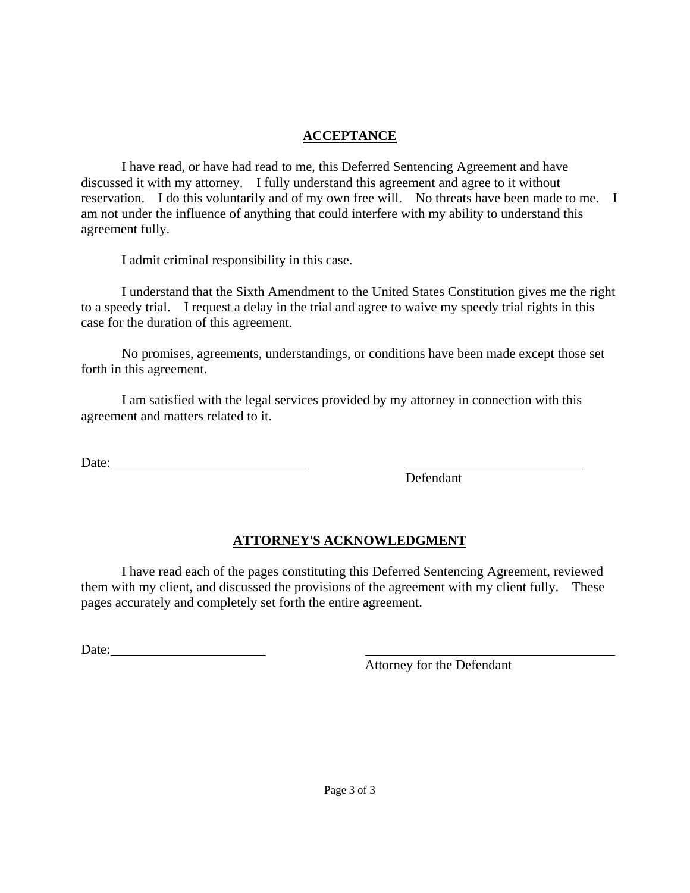## ACCEPTANCE

I have read, or have had read to me, this Deferred Sentencing Agreement and have discussed it with my attorney. I fully understand this agreement and agree to it without reservation. I do this voluntarily and of my own free will. No threats have been made to me. I am not under the influence of anything that could interfere with my ability to understand this agreement fully.

I admit criminal responsibility in this case.

I understand that the Sixth Amendment to the United States Constitution gives me the right to a speedy trial. I request a delay in the trial and agree to waive my speedy trial rights in this case for the duration of this agreement.

No promises, agreements, understandings, or conditions have been made except those set forth in this agreement.

I am satisfied with the legal services provided by my attorney in connection with this agreement and matters related to it.

Date:______________________________ ____________________________

Defendant

## ATTORNEY'S ACKNOWLEDGMENT

I have read each of the pages constituting this Deferred Sentencing Agreement, reviewed them with my client, and discussed the provisions of the agreement with my client fully. These pages accurately and completely set forth the entire agreement.

Date:________________________ ______________________________________

Attorney for the Defendant